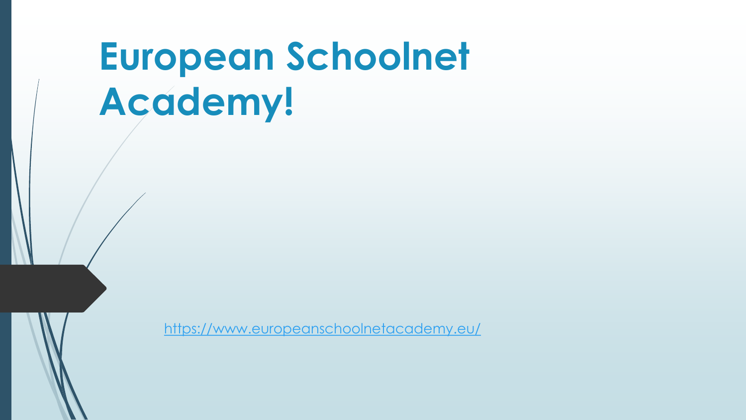# European Schoolnet Academy!

https://www.europeanschoolnetacademy.eu/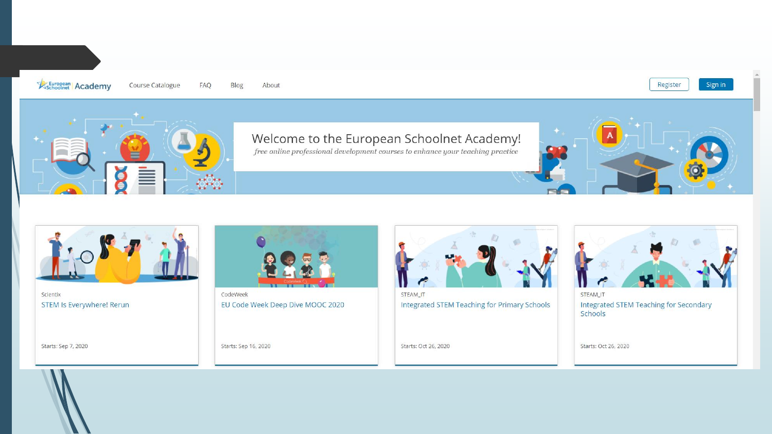European Schoolnet Academy

Course Catalogue FAQ Blog About

Register Sign in

# Welcome to the European Schoolnet Academy!

*free online professional development courses to enhance your teaching practice*

Scientix
STEM Is Everywhere! Rerun
Starts: Sep 7, 2020

CodeWeek
EU Code Week Deep Dive MOOC 2020
Starts: Sep 16, 2020

STEAM_IT
Integrated STEM Teaching for Primary Schools
Starts: Oct 26, 2020

STEAM_IT
Integrated STEM Teaching for Secondary Schools
Starts: Oct 26, 2020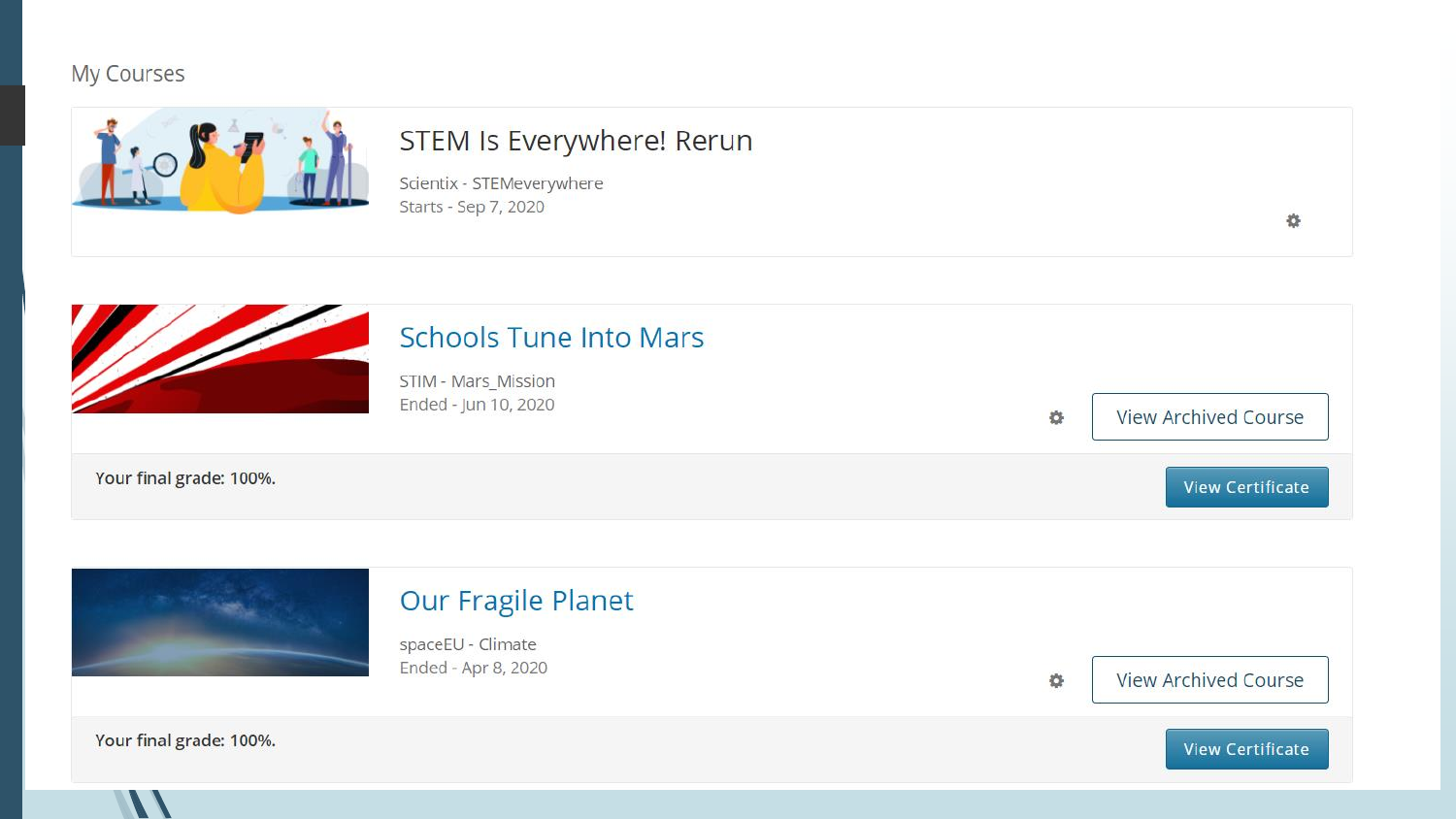My Courses

## STEM Is Everywhere! Rerun

Scientix - STEMeverywhere
Starts - Sep 7, 2020

## Schools Tune Into Mars

STIM - Mars_Mission
Ended - Jun 10, 2020

View Archived Course

Your final grade: 100%.

View Certificate

## Our Fragile Planet

spaceEU - Climate
Ended - Apr 8, 2020

View Archived Course

Your final grade: 100%.

View Certificate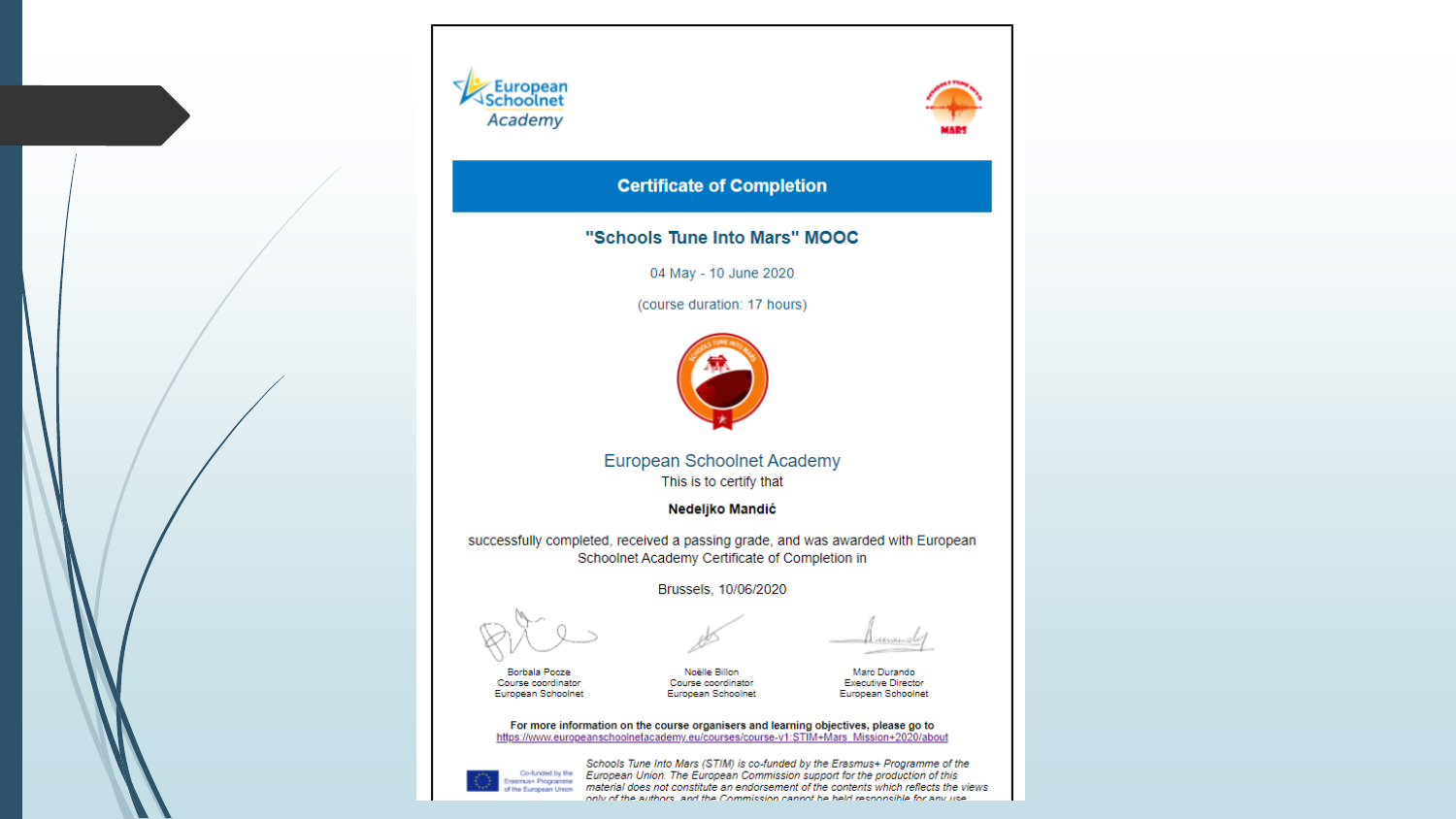European Schoolnet Academy

**Certificate of Completion**

## "Schools Tune Into Mars" MOOC

04 May - 10 June 2020

(course duration: 17 hours)

European Schoolnet Academy

This is to certify that

**Nedeljko Mandić**

successfully completed, received a passing grade, and was awarded with European Schoolnet Academy Certificate of Completion in

Brussels, 10/06/2020

| Borbala Pocze | Noëlle Billon | Marc Durando |
| --- | --- | --- |
| Course coordinator | Course coordinator | Executive Director |
| European Schoolnet | European Schoolnet | European Schoolnet |

**For more information on the course organisers and learning objectives, please go to**
https://www.europeanschoolnetacademy.eu/courses/course-v1:STIM+Mars_Mission+2020/about

Co-funded by the Erasmus+ Programme of the European Union

*Schools Tune Into Mars (STIM) is co-funded by the Erasmus+ Programme of the European Union. The European Commission support for the production of this material does not constitute an endorsement of the contents which reflects the views only of the authors, and the Commission cannot be held responsible for any use*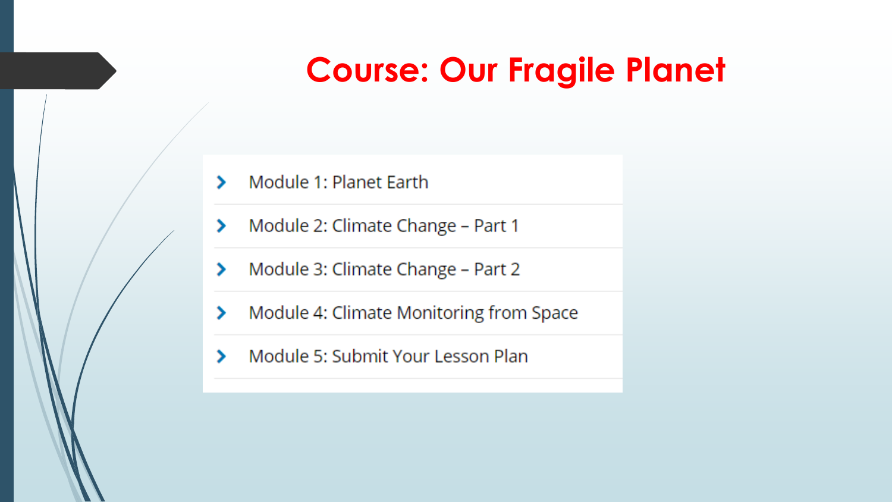# Course: Our Fragile Planet

- Module 1: Planet Earth
- Module 2: Climate Change – Part 1
- Module 3: Climate Change – Part 2
- Module 4: Climate Monitoring from Space
- Module 5: Submit Your Lesson Plan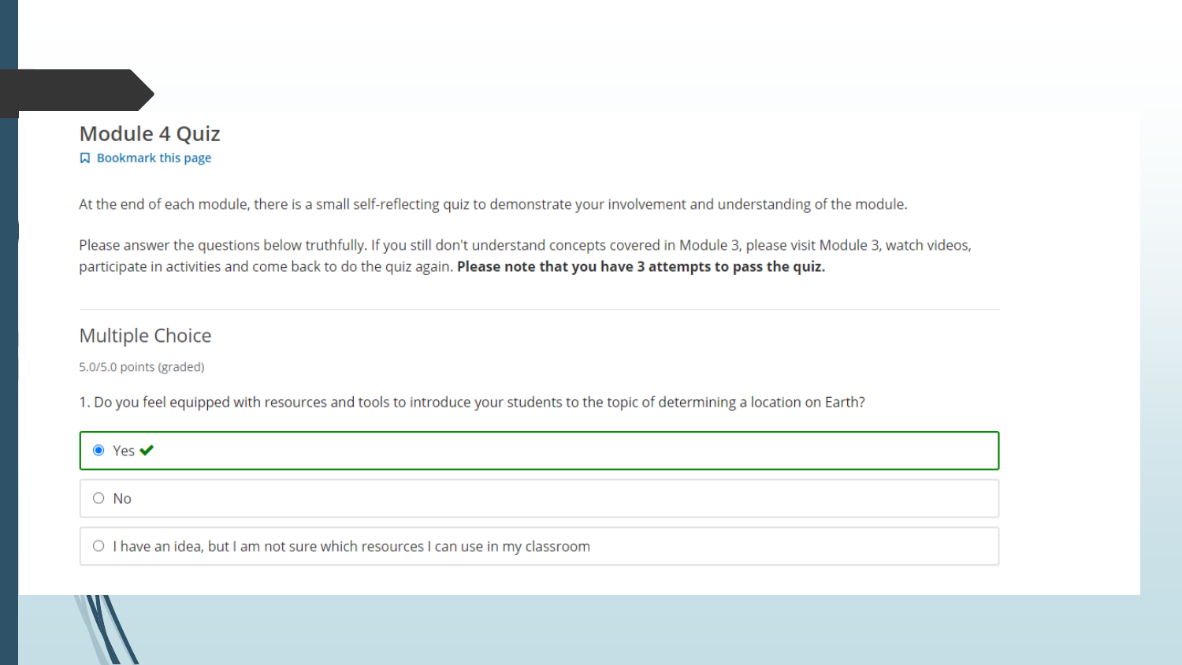## Module 4 Quiz

Bookmark this page

At the end of each module, there is a small self-reflecting quiz to demonstrate your involvement and understanding of the module.

Please answer the questions below truthfully. If you still don't understand concepts covered in Module 3, please visit Module 3, watch videos, participate in activities and come back to do the quiz again. **Please note that you have 3 attempts to pass the quiz.**

### Multiple Choice

5.0/5.0 points (graded)

1. Do you feel equipped with resources and tools to introduce your students to the topic of determining a location on Earth?

- (selected) Yes ✔
- No
- I have an idea, but I am not sure which resources I can use in my classroom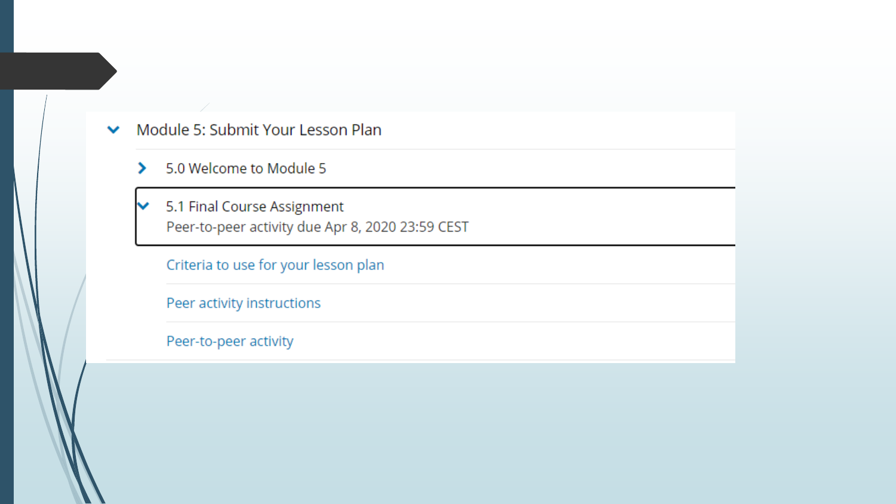## Module 5: Submit Your Lesson Plan

- 5.0 Welcome to Module 5
- 5.1 Final Course Assignment
  Peer-to-peer activity due Apr 8, 2020 23:59 CEST
  - Criteria to use for your lesson plan
  - Peer activity instructions
  - Peer-to-peer activity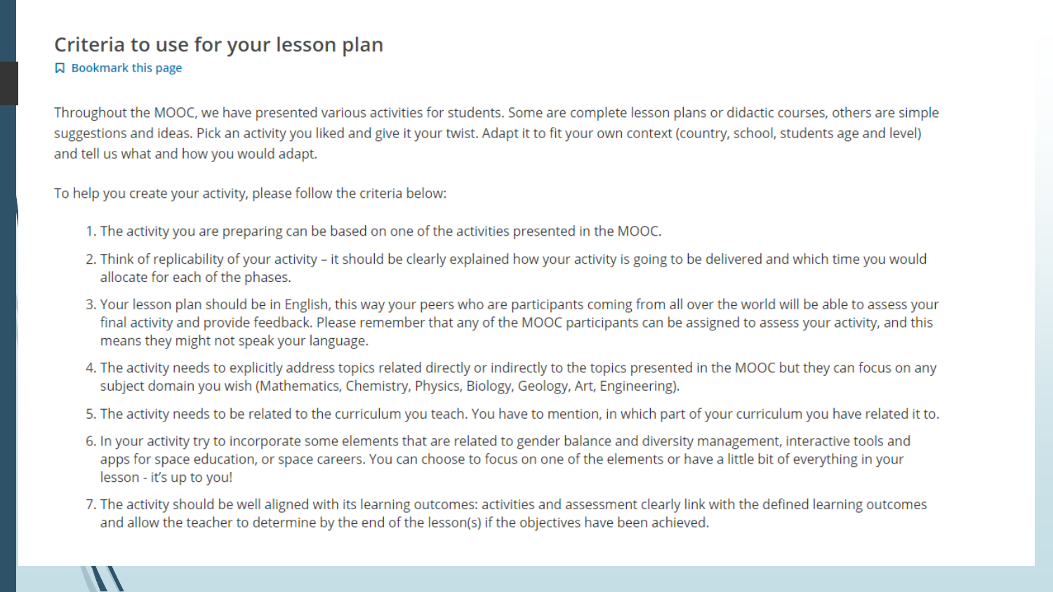## Criteria to use for your lesson plan

Bookmark this page

Throughout the MOOC, we have presented various activities for students. Some are complete lesson plans or didactic courses, others are simple suggestions and ideas. Pick an activity you liked and give it your twist. Adapt it to fit your own context (country, school, students age and level) and tell us what and how you would adapt.

To help you create your activity, please follow the criteria below:

1. The activity you are preparing can be based on one of the activities presented in the MOOC.
2. Think of replicability of your activity – it should be clearly explained how your activity is going to be delivered and which time you would allocate for each of the phases.
3. Your lesson plan should be in English, this way your peers who are participants coming from all over the world will be able to assess your final activity and provide feedback. Please remember that any of the MOOC participants can be assigned to assess your activity, and this means they might not speak your language.
4. The activity needs to explicitly address topics related directly or indirectly to the topics presented in the MOOC but they can focus on any subject domain you wish (Mathematics, Chemistry, Physics, Biology, Geology, Art, Engineering).
5. The activity needs to be related to the curriculum you teach. You have to mention, in which part of your curriculum you have related it to.
6. In your activity try to incorporate some elements that are related to gender balance and diversity management, interactive tools and apps for space education, or space careers. You can choose to focus on one of the elements or have a little bit of everything in your lesson - it's up to you!
7. The activity should be well aligned with its learning outcomes: activities and assessment clearly link with the defined learning outcomes and allow the teacher to determine by the end of the lesson(s) if the objectives have been achieved.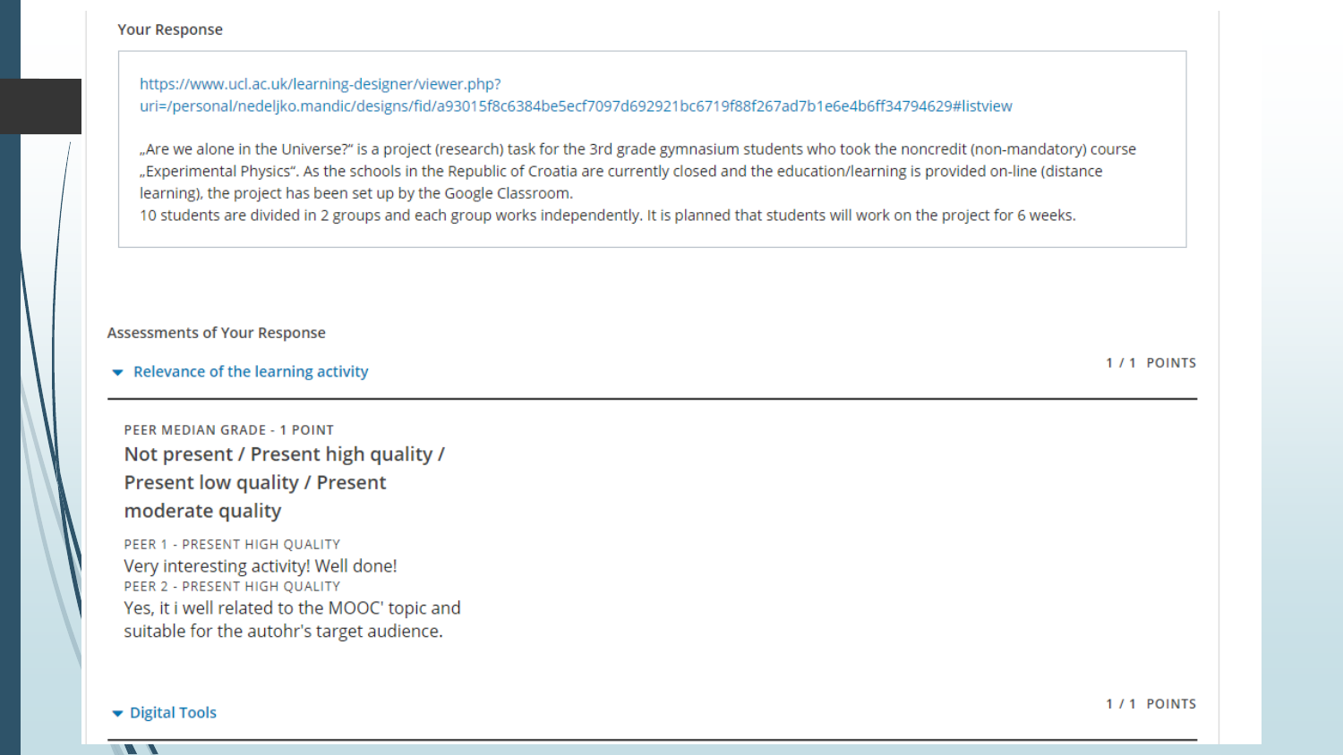Your Response

https://www.ucl.ac.uk/learning-designer/viewer.php?uri=/personal/nedeljko.mandic/designs/fid/a93015f8c6384be5ecf7097d692921bc6719f88f267ad7b1e6e4b6ff34794629#listview

„Are we alone in the Universe?" is a project (research) task for the 3rd grade gymnasium students who took the noncredit (non-mandatory) course „Experimental Physics". As the schools in the Republic of Croatia are currently closed and the education/learning is provided on-line (distance learning), the project has been set up by the Google Classroom.
10 students are divided in 2 groups and each group works independently. It is planned that students will work on the project for 6 weeks.

Assessments of Your Response

**Relevance of the learning activity** — 1 / 1 POINTS

PEER MEDIAN GRADE - 1 POINT

Not present / Present high quality / Present low quality / Present moderate quality

PEER 1 - PRESENT HIGH QUALITY

Very interesting activity! Well done!

PEER 2 - PRESENT HIGH QUALITY

Yes, it i well related to the MOOC' topic and suitable for the autohr's target audience.

**Digital Tools** — 1 / 1 POINTS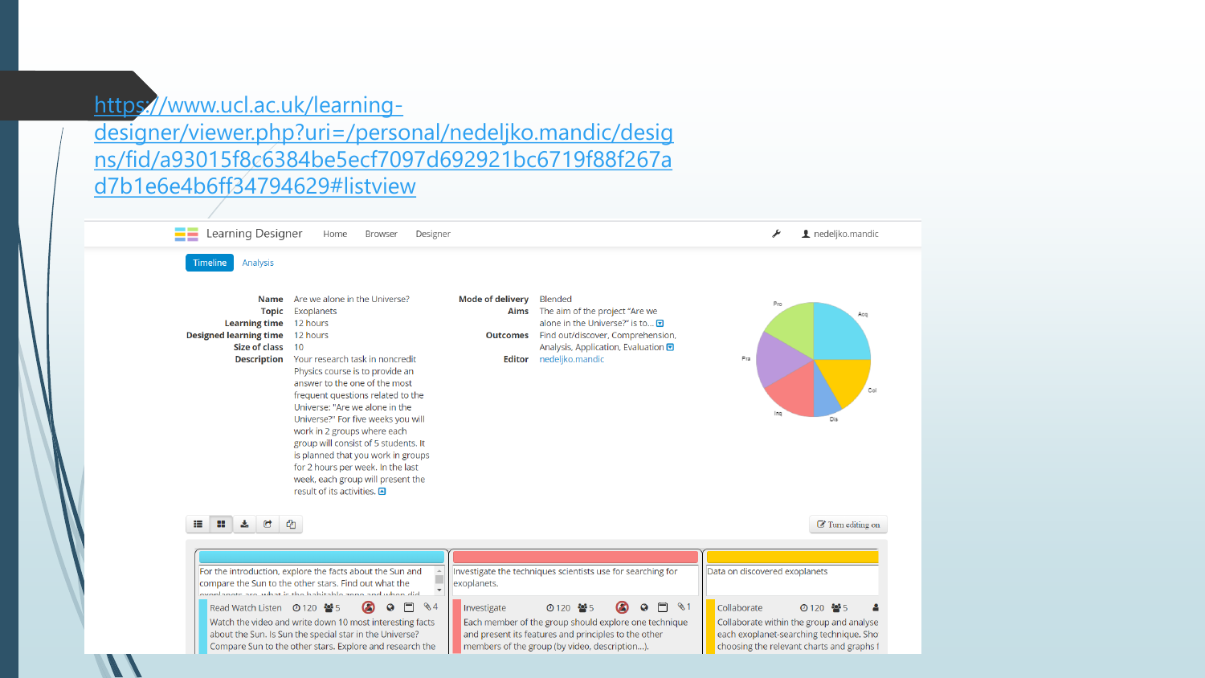https://www.ucl.ac.uk/learning-designer/viewer.php?uri=/personal/nedeljko.mandic/designs/fid/a93015f8c6384be5ecf7097d692921bc6719f88f267ad7b1e6e4b6ff34794629#listview

Learning Designer | Home | Browser | Designer | nedeljko.mandic

Timeline | Analysis

**Name** Are we alone in the Universe?
**Topic** Exoplanets
**Learning time** 12 hours
**Designed learning time** 12 hours
**Size of class** 10
**Description** Your research task in noncredit Physics course is to provide an answer to the one of the most frequent questions related to the Universe: "Are we alone in the Universe?" For five weeks you will work in 2 groups where each group will consist of 5 students. It is planned that you work in groups for 2 hours per week. In the last week, each group will present the result of its activities.

**Mode of delivery** Blended
**Aims** The aim of the project "Are we alone in the Universe?" is to...
**Outcomes** Find out/discover, Comprehension, Analysis, Application, Evaluation
**Editor** nedeljko.mandic

Pro | Acq | Col | Dis | Inq | Pra

Turn editing on

For the introduction, explore the facts about the Sun and compare the Sun to the other stars. Find out what the exoplanets are, what is the habitable zone and when did...

Read Watch Listen 120 5 4
Watch the video and write down 10 most interesting facts about the Sun. Is Sun the special star in the Universe? Compare Sun to the other stars. Explore and research the

Investigate the techniques scientists use for searching for exoplanets.

Investigate 120 5 1
Each member of the group should explore one technique and present its features and principles to the other members of the group (by video, description...).

Data on discovered exoplanets

Collaborate 120 5
Collaborate within the group and analyse each exoplanet-searching technique. Sho choosing the relevant charts and graphs f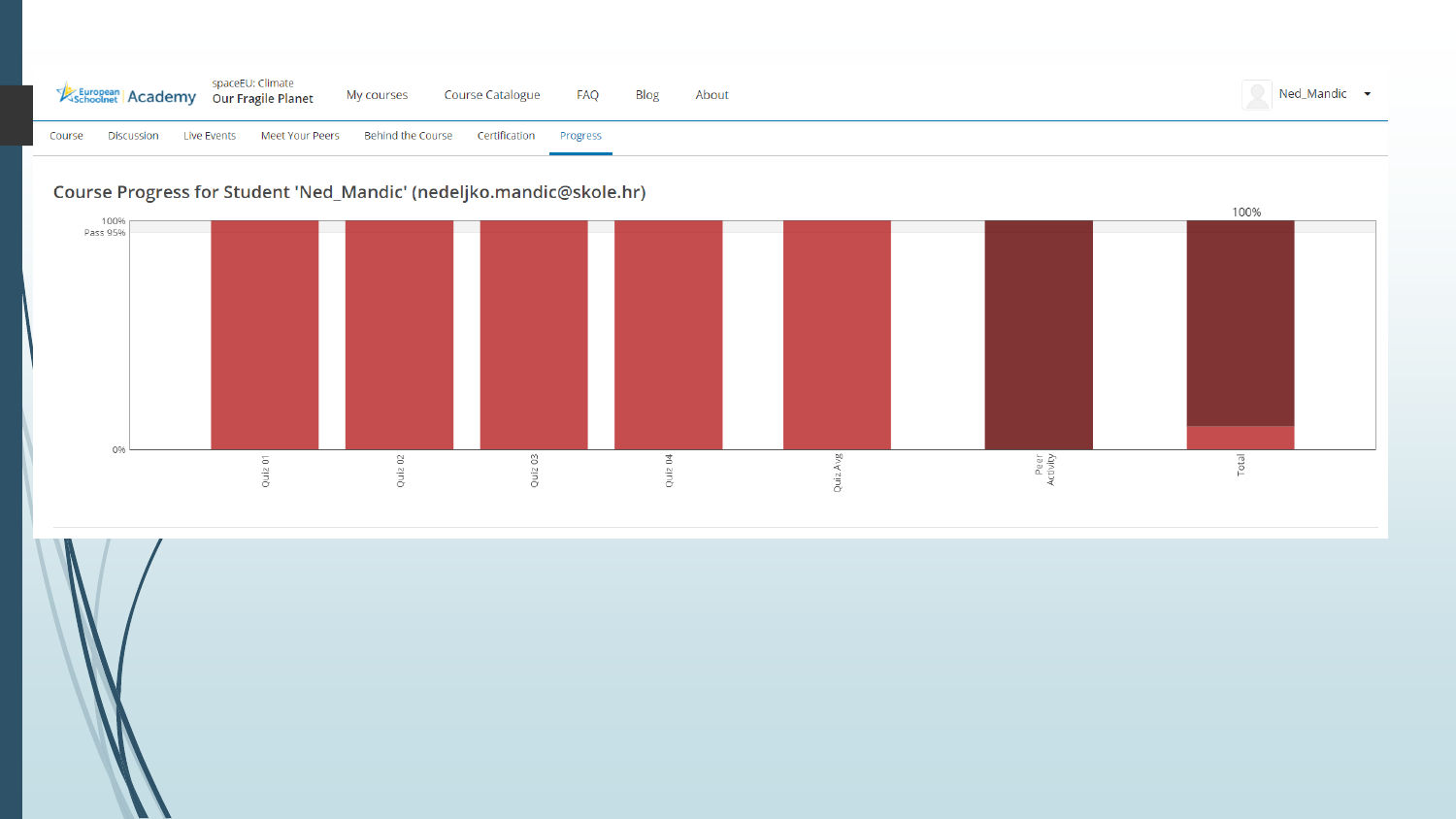European Schoolnet Academy | spaceEU: Climate
Our Fragile Planet

My courses | Course Catalogue | FAQ | Blog | About | Ned_Mandic

Course | Discussion | Live Events | Meet Your Peers | Behind the Course | Certification | Progress

## Course Progress for Student 'Ned_Mandic' (nedeljko.mandic@skole.hr)

100%
Pass 95%
0%

100%

Quiz 01 | Quiz 02 | Quiz 03 | Quiz 04 | Quiz Avg | Peer Activity | Total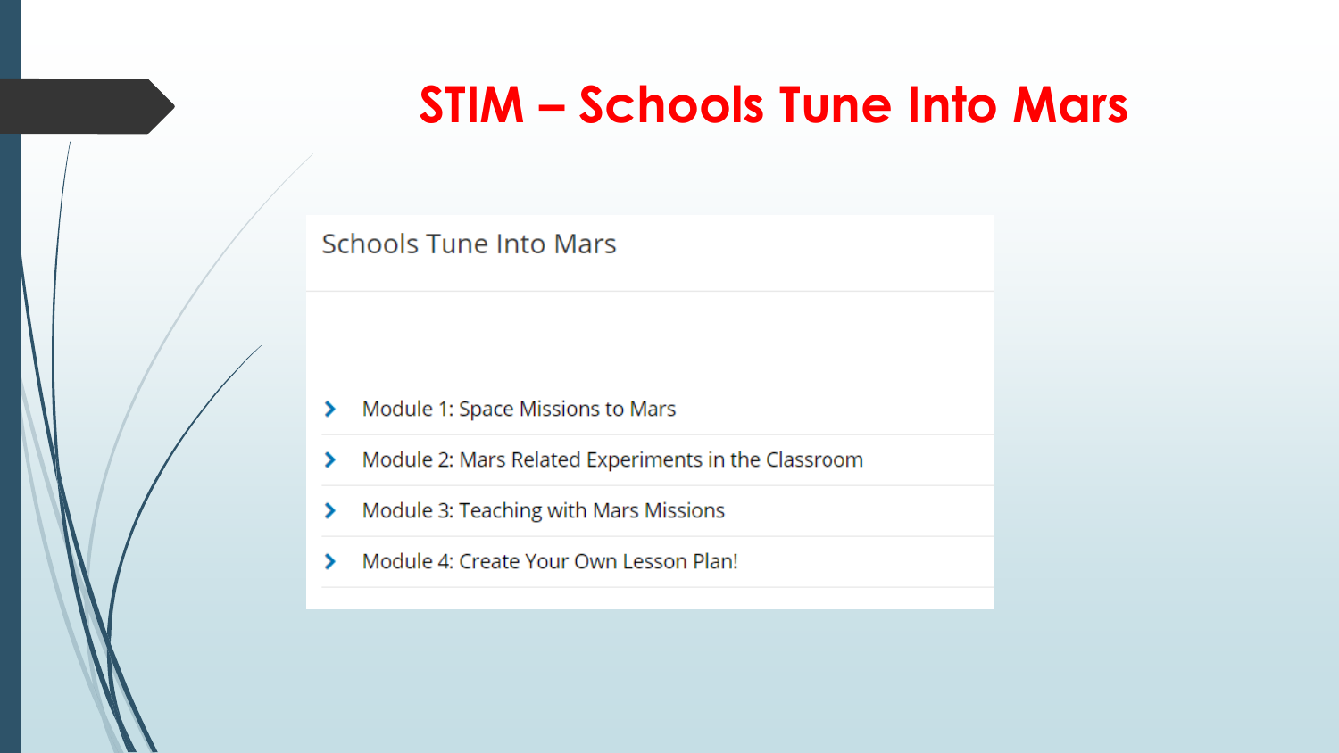# STIM – Schools Tune Into Mars

## Schools Tune Into Mars

- Module 1: Space Missions to Mars
- Module 2: Mars Related Experiments in the Classroom
- Module 3: Teaching with Mars Missions
- Module 4: Create Your Own Lesson Plan!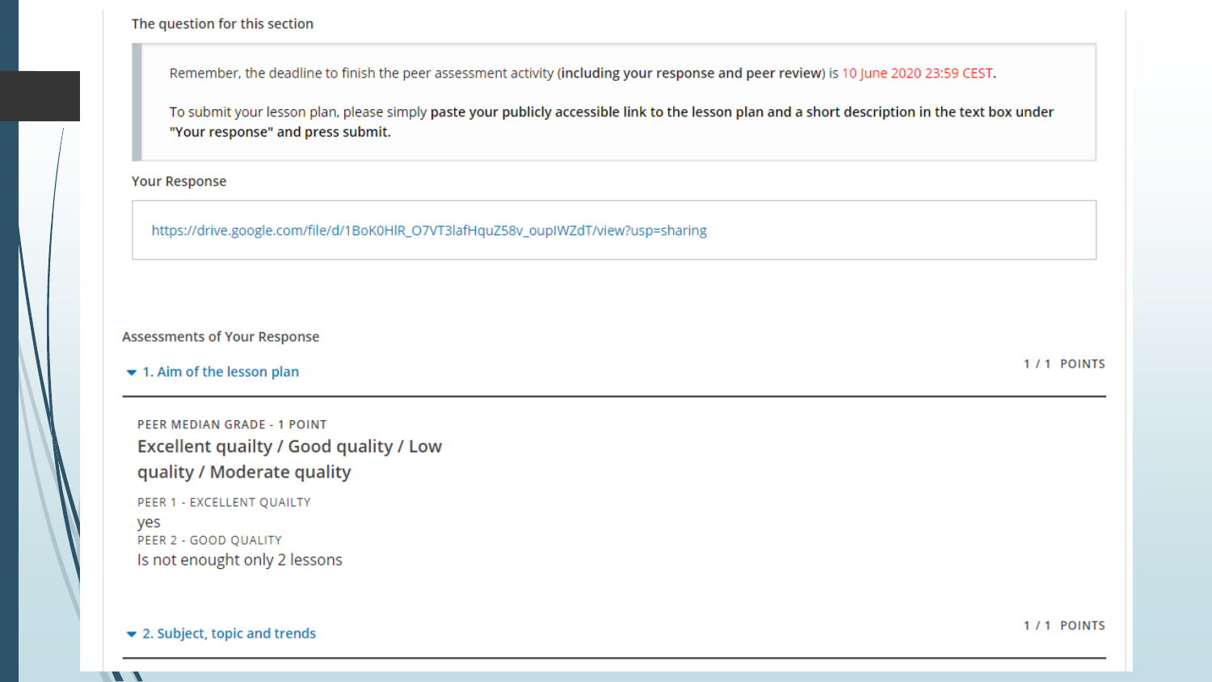The question for this section

> Remember, the deadline to finish the peer assessment activity (**including your response and peer review**) is 10 June 2020 23:59 CEST.
>
> To submit your lesson plan, please simply **paste your publicly accessible link to the lesson plan and a short description in the text box under "Your response" and press submit.**

Your Response

https://drive.google.com/file/d/1BoK0HlR_O7VT3lafHquZ58v_oupIWZdT/view?usp=sharing

Assessments of Your Response

**1. Aim of the lesson plan** — 1 / 1 POINTS

PEER MEDIAN GRADE - 1 POINT

**Excellent quailty / Good quality / Low quality / Moderate quality**

PEER 1 - EXCELLENT QUAILTY

yes

PEER 2 - GOOD QUALITY

Is not enought only 2 lessons

**2. Subject, topic and trends** — 1 / 1 POINTS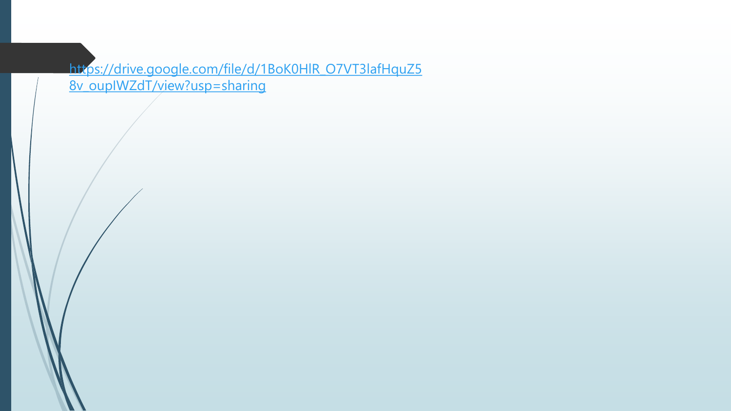https://drive.google.com/file/d/1BoK0HlR_O7VT3lafHquZ58v_oupIWZdT/view?usp=sharing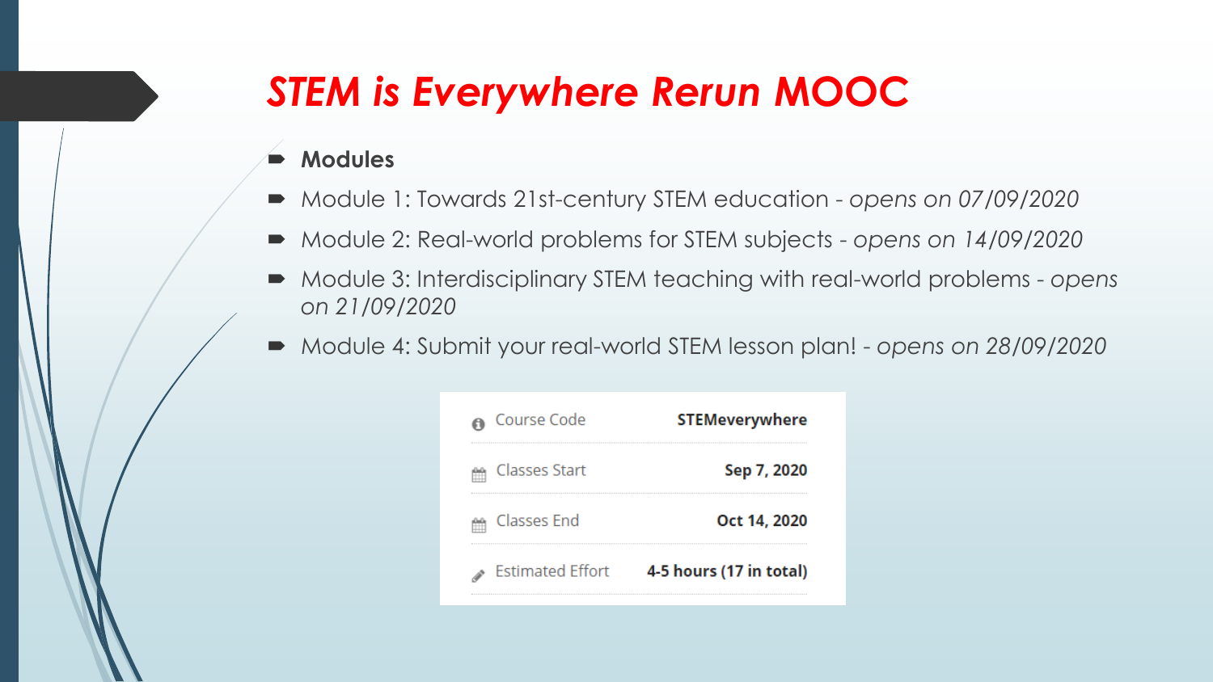# *STEM is Everywhere Rerun MOOC*

- **Modules**
- Module 1: Towards 21st-century STEM education - *opens on 07/09/2020*
- Module 2: Real-world problems for STEM subjects - *opens on 14/09/2020*
- Module 3: Interdisciplinary STEM teaching with real-world problems - *opens on 21/09/2020*
- Module 4: Submit your real-world STEM lesson plan! - *opens on 28/09/2020*

| | |
|---|---|
| Course Code | **STEMeverywhere** |
| Classes Start | **Sep 7, 2020** |
| Classes End | **Oct 14, 2020** |
| Estimated Effort | **4-5 hours (17 in total)** |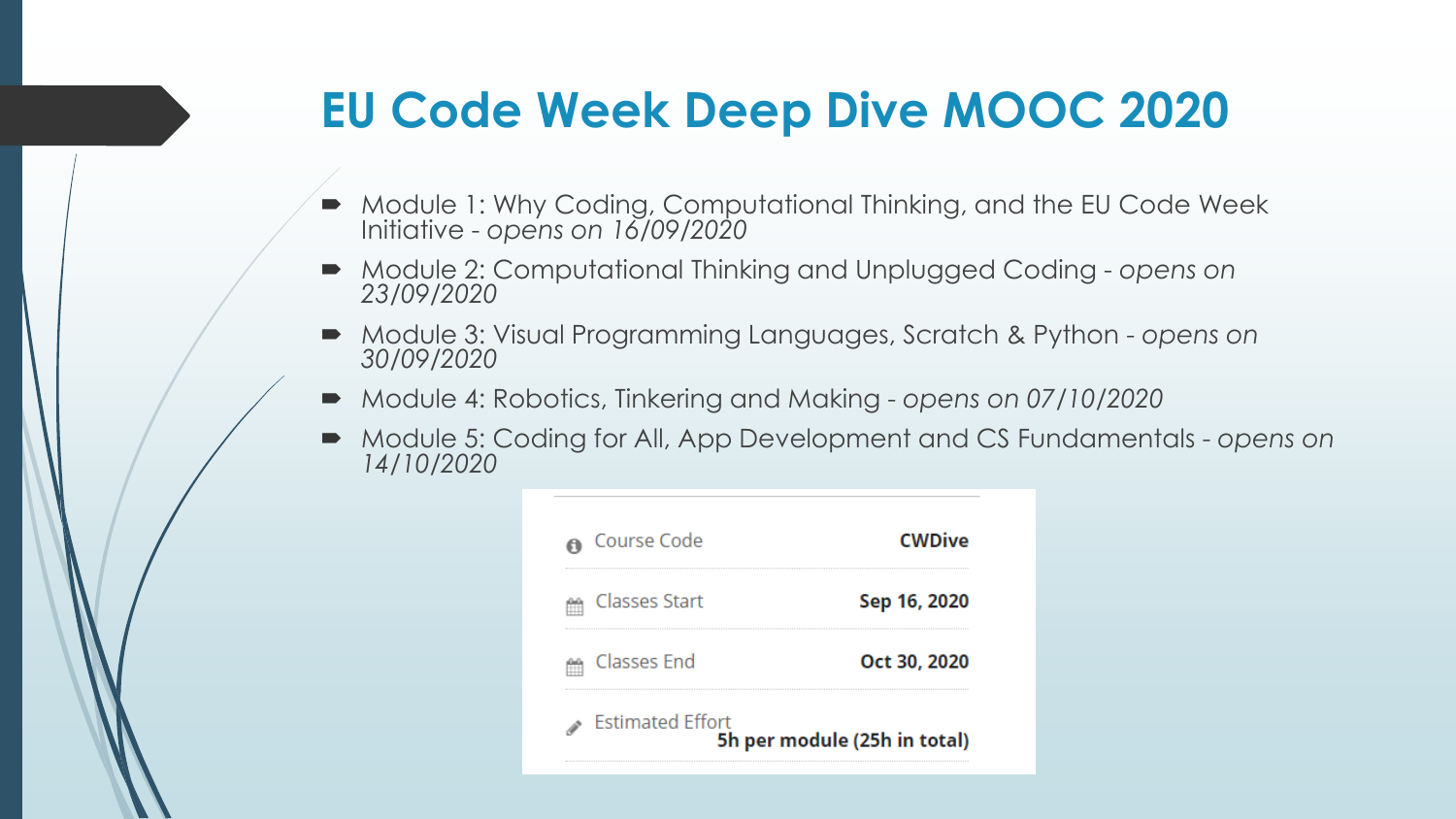# EU Code Week Deep Dive MOOC 2020

- Module 1: Why Coding, Computational Thinking, and the EU Code Week Initiative - *opens on 16/09/2020*
- Module 2: Computational Thinking and Unplugged Coding - *opens on 23/09/2020*
- Module 3: Visual Programming Languages, Scratch & Python - *opens on 30/09/2020*
- Module 4: Robotics, Tinkering and Making - *opens on 07/10/2020*
- Module 5: Coding for All, App Development and CS Fundamentals - *opens on 14/10/2020*

| | |
|---|---|
| Course Code | **CWDive** |
| Classes Start | **Sep 16, 2020** |
| Classes End | **Oct 30, 2020** |
| Estimated Effort | **5h per module (25h in total)** |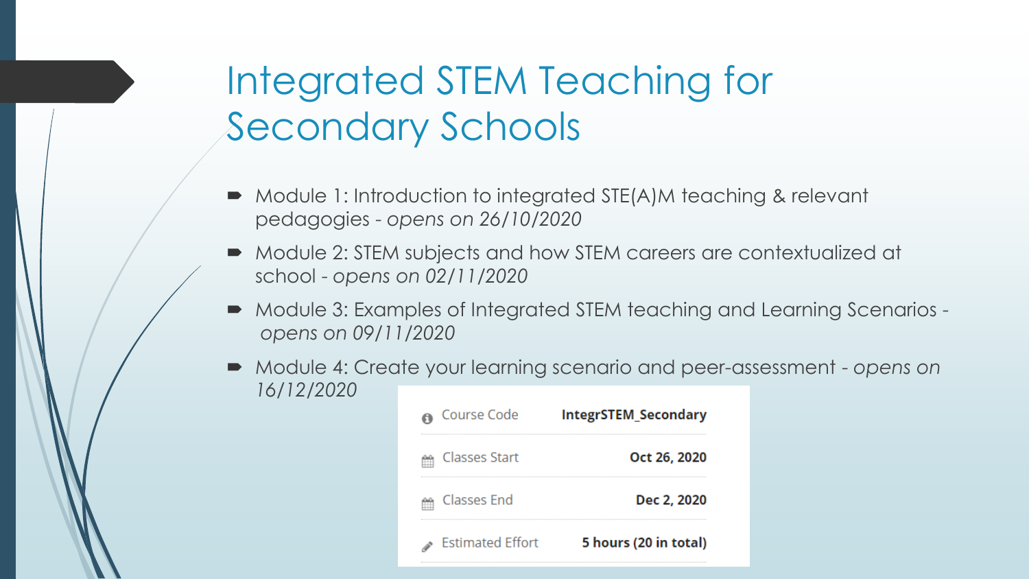# Integrated STEM Teaching for Secondary Schools

- Module 1: Introduction to integrated STE(A)M teaching & relevant pedagogies - *opens on 26/10/2020*
- Module 2: STEM subjects and how STEM careers are contextualized at school - *opens on 02/11/2020*
- Module 3: Examples of Integrated STEM teaching and Learning Scenarios - *opens on 09/11/2020*
- Module 4: Create your learning scenario and peer-assessment - *opens on 16/12/2020*

| | |
|---|---|
| Course Code | **IntegrSTEM_Secondary** |
| Classes Start | **Oct 26, 2020** |
| Classes End | **Dec 2, 2020** |
| Estimated Effort | **5 hours (20 in total)** |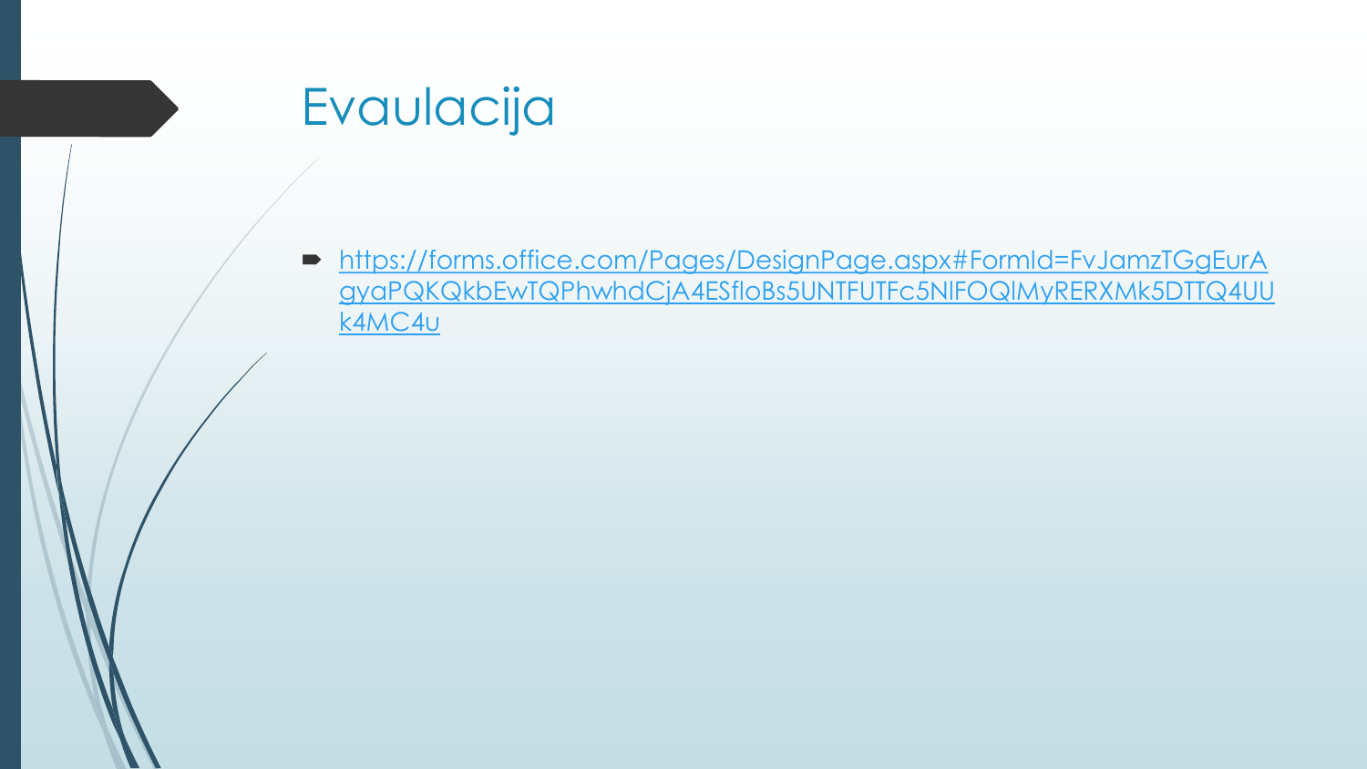# Evaulacija

- https://forms.office.com/Pages/DesignPage.aspx#FormId=FvJamzTGgEurAgyaPQKQkbEwTQPhwhdCjA4ESfloBs5UNTFUTFc5NlFOQlMyRERXMk5DTTQ4UUk4MC4u